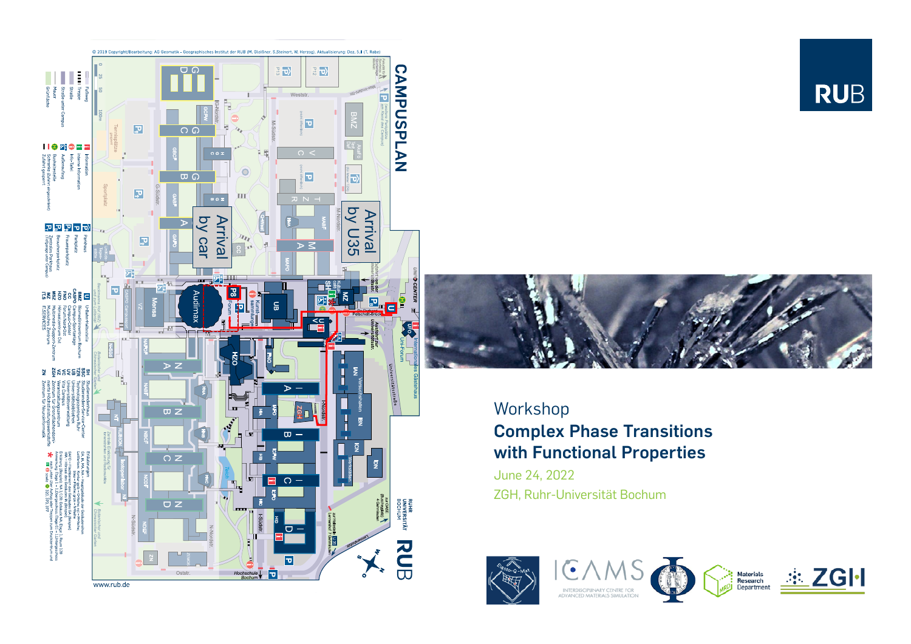# Workshop

## Complex Phase Transitions with Functional Properties

June 24, 2022

ZGH, Ruhr-Universität Bochum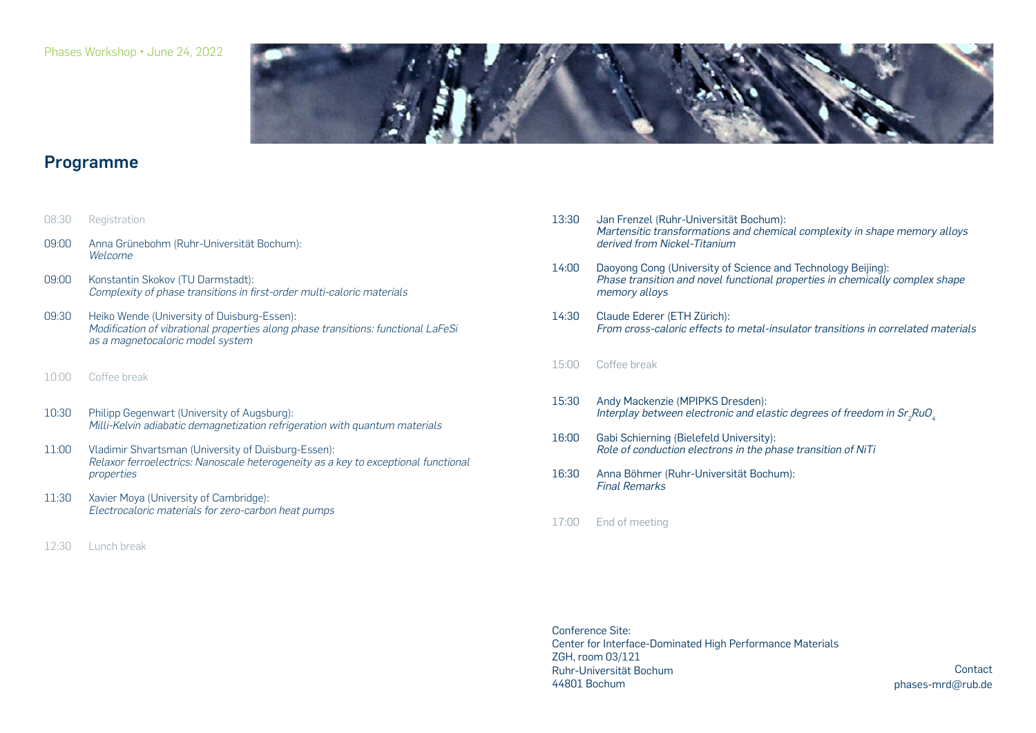Phases Workshop • June 24, 2022

## Programme

08:30 Registration

09:00 Anna Grünebohm (Ruhr-Universität Bochum):
*Welcome*

09:00 Konstantin Skokov (TU Darmstadt):
*Complexity of phase transitions in first-order multi-caloric materials*

09:30 Heiko Wende (University of Duisburg-Essen):
*Modification of vibrational properties along phase transitions: functional LaFeSi as a magnetocaloric model system*

10:00 Coffee break

10:30 Philipp Gegenwart (University of Augsburg):
*Milli-Kelvin adiabatic demagnetization refrigeration with quantum materials*

11:00 Vladimir Shvartsman (University of Duisburg-Essen):
*Relaxor ferroelectrics: Nanoscale heterogeneity as a key to exceptional functional properties*

11:30 Xavier Moya (University of Cambridge):
*Electrocaloric materials for zero-carbon heat pumps*

12:30 Lunch break

13:30 Jan Frenzel (Ruhr-Universität Bochum):
*Martensitic transformations and chemical complexity in shape memory alloys derived from Nickel-Titanium*

14:00 Daoyong Cong (University of Science and Technology Beijing):
*Phase transition and novel functional properties in chemically complex shape memory alloys*

14:30 Claude Ederer (ETH Zürich):
*From cross-caloric effects to metal-insulator transitions in correlated materials*

15:00 Coffee break

15:30 Andy Mackenzie (MPIPKS Dresden):
*Interplay between electronic and elastic degrees of freedom in* $Sr_2RuO_4$

16:00 Gabi Schierning (Bielefeld University):
*Role of conduction electrons in the phase transition of NiTi*

16:30 Anna Böhmer (Ruhr-Universität Bochum):
*Final Remarks*

17:00 End of meeting

Conference Site:
Center for Interface-Dominated High Performance Materials
ZGH, room 03/121
Ruhr-Universität Bochum
44801 Bochum

Contact
phases-mrd@rub.de